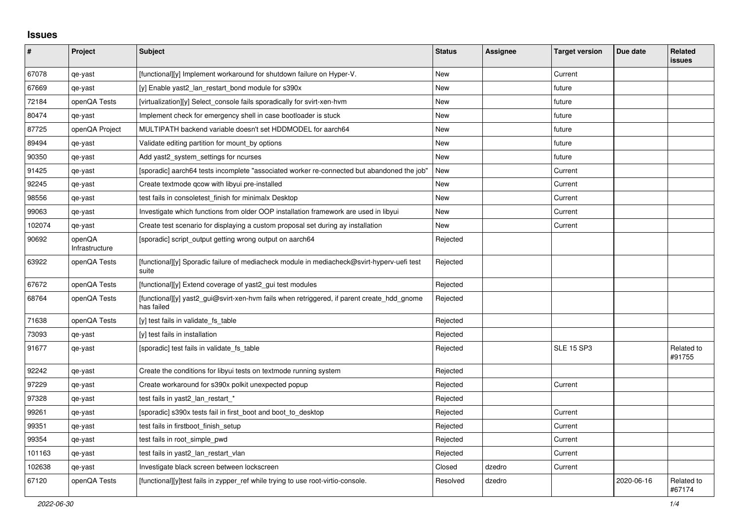## Issues

| # | Project | Subject | Status | Assignee | Target version | Due date | Related issues |
|---|---|---|---|---|---|---|---|
| 67078 | qe-yast | [functional][y] Implement workaround for shutdown failure on Hyper-V. | New | | Current | | |
| 67669 | qe-yast | [y] Enable yast2_lan_restart_bond module for s390x | New | | future | | |
| 72184 | openQA Tests | [virtualization][y] Select_console fails sporadically for svirt-xen-hvm | New | | future | | |
| 80474 | qe-yast | Implement check for emergency shell in case bootloader is stuck | New | | future | | |
| 87725 | openQA Project | MULTIPATH backend variable doesn't set HDDMODEL for aarch64 | New | | future | | |
| 89494 | qe-yast | Validate editing partition for mount_by options | New | | future | | |
| 90350 | qe-yast | Add yast2_system_settings for ncurses | New | | future | | |
| 91425 | qe-yast | [sporadic] aarch64 tests incomplete "associated worker re-connected but abandoned the job" | New | | Current | | |
| 92245 | qe-yast | Create textmode qcow with libyui pre-installed | New | | Current | | |
| 98556 | qe-yast | test fails in consoletest_finish for minimalx Desktop | New | | Current | | |
| 99063 | qe-yast | Investigate which functions from older OOP installation framework are used in libyui | New | | Current | | |
| 102074 | qe-yast | Create test scenario for displaying a custom proposal set during ay installation | New | | Current | | |
| 90692 | openQA Infrastructure | [sporadic] script_output getting wrong output on aarch64 | Rejected | | | | |
| 63922 | openQA Tests | [functional][y] Sporadic failure of mediacheck module in mediacheck@svirt-hyperv-uefi test suite | Rejected | | | | |
| 67672 | openQA Tests | [functional][y] Extend coverage of yast2_gui test modules | Rejected | | | | |
| 68764 | openQA Tests | [functional][y] yast2_gui@svirt-xen-hvm fails when retriggered, if parent create_hdd_gnome has failed | Rejected | | | | |
| 71638 | openQA Tests | [y] test fails in validate_fs_table | Rejected | | | | |
| 73093 | qe-yast | [y] test fails in installation | Rejected | | | | |
| 91677 | qe-yast | [sporadic] test fails in validate_fs_table | Rejected | | SLE 15 SP3 | | Related to #91755 |
| 92242 | qe-yast | Create the conditions for libyui tests on textmode running system | Rejected | | | | |
| 97229 | qe-yast | Create workaround for s390x polkit unexpected popup | Rejected | | Current | | |
| 97328 | qe-yast | test fails in yast2_lan_restart_* | Rejected | | | | |
| 99261 | qe-yast | [sporadic] s390x tests fail in first_boot and boot_to_desktop | Rejected | | Current | | |
| 99351 | qe-yast | test fails in firstboot_finish_setup | Rejected | | Current | | |
| 99354 | qe-yast | test fails in root_simple_pwd | Rejected | | Current | | |
| 101163 | qe-yast | test fails in yast2_lan_restart_vlan | Rejected | | Current | | |
| 102638 | qe-yast | Investigate black screen between lockscreen | Closed | dzedro | Current | | |
| 67120 | openQA Tests | [functional][y]test fails in zypper_ref while trying to use root-virtio-console. | Resolved | dzedro | | 2020-06-16 | Related to #67174 |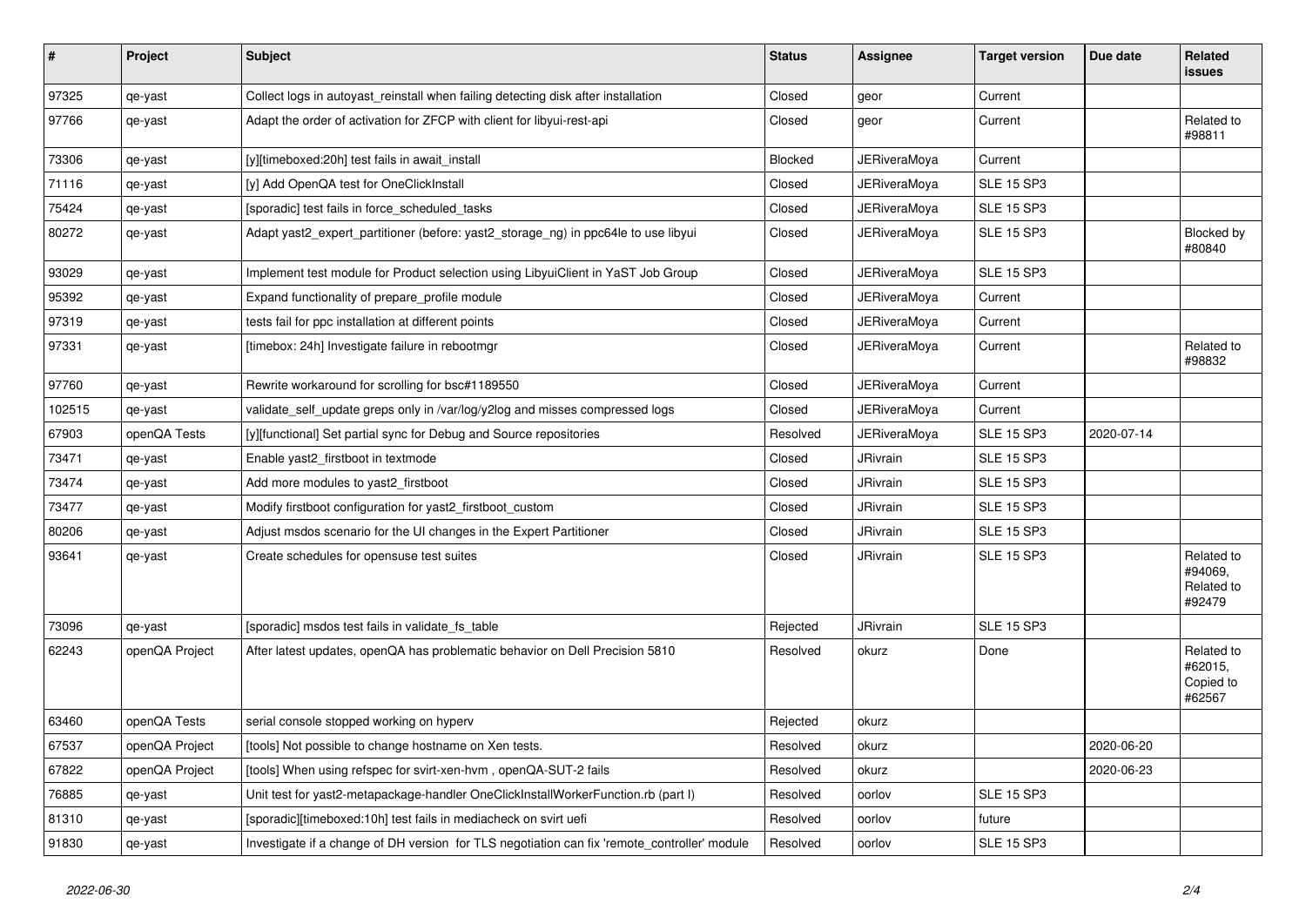| # | Project | Subject | Status | Assignee | Target version | Due date | Related issues |
|---|---|---|---|---|---|---|---|
| 97325 | qe-yast | Collect logs in autoyast_reinstall when failing detecting disk after installation | Closed | geor | Current | | |
| 97766 | qe-yast | Adapt the order of activation for ZFCP with client for libyui-rest-api | Closed | geor | Current | | Related to #98811 |
| 73306 | qe-yast | [y][timeboxed:20h] test fails in await_install | Blocked | JERiveraMoya | Current | | |
| 71116 | qe-yast | [y] Add OpenQA test for OneClickInstall | Closed | JERiveraMoya | SLE 15 SP3 | | |
| 75424 | qe-yast | [sporadic] test fails in force_scheduled_tasks | Closed | JERiveraMoya | SLE 15 SP3 | | |
| 80272 | qe-yast | Adapt yast2_expert_partitioner (before: yast2_storage_ng) in ppc64le to use libyui | Closed | JERiveraMoya | SLE 15 SP3 | | Blocked by #80840 |
| 93029 | qe-yast | Implement test module for Product selection using LibyuiClient in YaST Job Group | Closed | JERiveraMoya | SLE 15 SP3 | | |
| 95392 | qe-yast | Expand functionality of prepare_profile module | Closed | JERiveraMoya | Current | | |
| 97319 | qe-yast | tests fail for ppc installation at different points | Closed | JERiveraMoya | Current | | |
| 97331 | qe-yast | [timebox: 24h] Investigate failure in rebootmgr | Closed | JERiveraMoya | Current | | Related to #98832 |
| 97760 | qe-yast | Rewrite workaround for scrolling for bsc#1189550 | Closed | JERiveraMoya | Current | | |
| 102515 | qe-yast | validate_self_update greps only in /var/log/y2log and misses compressed logs | Closed | JERiveraMoya | Current | | |
| 67903 | openQA Tests | [y][functional] Set partial sync for Debug and Source repositories | Resolved | JERiveraMoya | SLE 15 SP3 | 2020-07-14 | |
| 73471 | qe-yast | Enable yast2_firstboot in textmode | Closed | JRivrain | SLE 15 SP3 | | |
| 73474 | qe-yast | Add more modules to yast2_firstboot | Closed | JRivrain | SLE 15 SP3 | | |
| 73477 | qe-yast | Modify firstboot configuration for yast2_firstboot_custom | Closed | JRivrain | SLE 15 SP3 | | |
| 80206 | qe-yast | Adjust msdos scenario for the UI changes in the Expert Partitioner | Closed | JRivrain | SLE 15 SP3 | | |
| 93641 | qe-yast | Create schedules for opensuse test suites | Closed | JRivrain | SLE 15 SP3 | | Related to #94069, Related to #92479 |
| 73096 | qe-yast | [sporadic] msdos test fails in validate_fs_table | Rejected | JRivrain | SLE 15 SP3 | | |
| 62243 | openQA Project | After latest updates, openQA has problematic behavior on Dell Precision 5810 | Resolved | okurz | Done | | Related to #62015, Copied to #62567 |
| 63460 | openQA Tests | serial console stopped working on hyperv | Rejected | okurz | | | |
| 67537 | openQA Project | [tools] Not possible to change hostname on Xen tests. | Resolved | okurz | | 2020-06-20 | |
| 67822 | openQA Project | [tools] When using refspec for svirt-xen-hvm , openQA-SUT-2 fails | Resolved | okurz | | 2020-06-23 | |
| 76885 | qe-yast | Unit test for yast2-metapackage-handler OneClickInstallWorkerFunction.rb (part I) | Resolved | oorlov | SLE 15 SP3 | | |
| 81310 | qe-yast | [sporadic][timeboxed:10h] test fails in mediacheck on svirt uefi | Resolved | oorlov | future | | |
| 91830 | qe-yast | Investigate if a change of DH version for TLS negotiation can fix 'remote_controller' module | Resolved | oorlov | SLE 15 SP3 | | |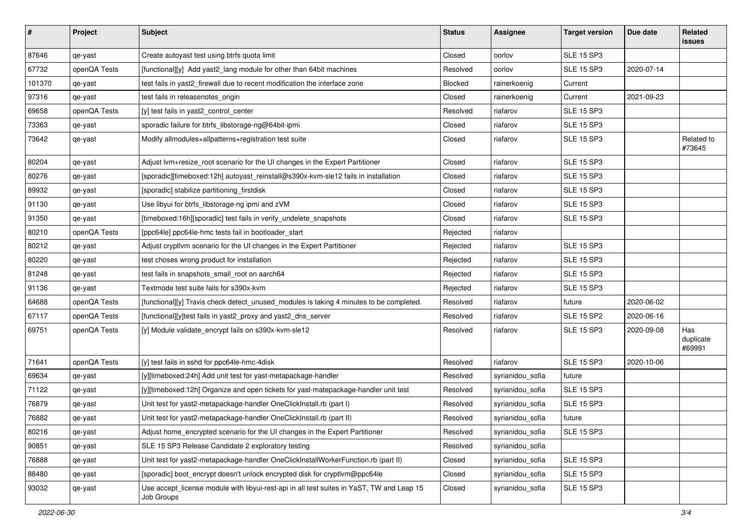| # | Project | Subject | Status | Assignee | Target version | Due date | Related issues |
|---|---|---|---|---|---|---|---|
| 87646 | qe-yast | Create autoyast test using btrfs quota limit | Closed | oorlov | SLE 15 SP3 | | |
| 67732 | openQA Tests | [functional][y] Add yast2_lang module for other than 64bit machines | Resolved | oorlov | SLE 15 SP3 | 2020-07-14 | |
| 101370 | qe-yast | test fails in yast2_firewall due to recent modification the interface zone | Blocked | rainerkoenig | Current | | |
| 97316 | qe-yast | test fails in releasenotes_origin | Closed | rainerkoenig | Current | 2021-09-23 | |
| 69658 | openQA Tests | [y] test fails in yast2_control_center | Resolved | riafarov | SLE 15 SP3 | | |
| 73363 | qe-yast | sporadic failure for btrfs_libstorage-ng@64bit-ipmi | Closed | riafarov | SLE 15 SP3 | | |
| 73642 | qe-yast | Modify allmodules+allpatterns+registration test suite | Closed | riafarov | SLE 15 SP3 | | Related to #73645 |
| 80204 | qe-yast | Adjust lvm+resize_root scenario for the UI changes in the Expert Partitioner | Closed | riafarov | SLE 15 SP3 | | |
| 80276 | qe-yast | [sporadic][timeboxed:12h] autoyast_reinstall@s390x-kvm-sle12 fails in installation | Closed | riafarov | SLE 15 SP3 | | |
| 89932 | qe-yast | [sporadic] stabilize partitioning_firstdisk | Closed | riafarov | SLE 15 SP3 | | |
| 91130 | qe-yast | Use libyui for btrfs_libstorage-ng ipmi and zVM | Closed | riafarov | SLE 15 SP3 | | |
| 91350 | qe-yast | [timeboxed:16h][sporadic] test fails in verify_undelete_snapshots | Closed | riafarov | SLE 15 SP3 | | |
| 80210 | openQA Tests | [ppc64le] ppc64le-hmc tests fail in bootloader_start | Rejected | riafarov | | | |
| 80212 | qe-yast | Adjust cryptlvm scenario for the UI changes in the Expert Partitioner | Rejected | riafarov | SLE 15 SP3 | | |
| 80220 | qe-yast | test choses wrong product for installation | Rejected | riafarov | SLE 15 SP3 | | |
| 81248 | qe-yast | test fails in snapshots_small_root on aarch64 | Rejected | riafarov | SLE 15 SP3 | | |
| 91136 | qe-yast | Textmode test suite fails for s390x-kvm | Rejected | riafarov | SLE 15 SP3 | | |
| 64688 | openQA Tests | [functional][y] Travis check detect_unused_modules is taking 4 minutes to be completed. | Resolved | riafarov | future | 2020-06-02 | |
| 67117 | openQA Tests | [functional][y]test fails in yast2_proxy and yast2_dns_server | Resolved | riafarov | SLE 15 SP2 | 2020-06-16 | |
| 69751 | openQA Tests | [y] Module validate_encrypt fails on s390x-kvm-sle12 | Resolved | riafarov | SLE 15 SP3 | 2020-09-08 | Has duplicate #69991 |
| 71641 | openQA Tests | [y] test fails in sshd for ppc64le-hmc-4disk | Resolved | riafarov | SLE 15 SP3 | 2020-10-06 | |
| 69634 | qe-yast | [y][timeboxed:24h] Add unit test for yast-metapackage-handler | Resolved | syrianidou_sofia | future | | |
| 71122 | qe-yast | [y][timeboxed:12h] Organize and open tickets for yast-matepackage-handler unit test | Resolved | syrianidou_sofia | SLE 15 SP3 | | |
| 76879 | qe-yast | Unit test for yast2-metapackage-handler OneClickInstall.rb (part I) | Resolved | syrianidou_sofia | SLE 15 SP3 | | |
| 76882 | qe-yast | Unit test for yast2-metapackage-handler OneClickInstall.rb (part II) | Resolved | syrianidou_sofia | future | | |
| 80216 | qe-yast | Adjust home_encrypted scenario for the UI changes in the Expert Partitioner | Resolved | syrianidou_sofia | SLE 15 SP3 | | |
| 90851 | qe-yast | SLE 15 SP3 Release Candidate 2 exploratory testing | Resolved | syrianidou_sofia | | | |
| 76888 | qe-yast | Unit test for yast2-metapackage-handler OneClickInstallWorkerFunction.rb (part II) | Closed | syrianidou_sofia | SLE 15 SP3 | | |
| 88480 | qe-yast | [sporadic] boot_encrypt doesn't unlock encrypted disk for cryptlvm@ppc64le | Closed | syrianidou_sofia | SLE 15 SP3 | | |
| 93032 | qe-yast | Use accept_license module with libyui-rest-api in all test suites in YaST, TW and Leap 15 Job Groups | Closed | syrianidou_sofia | SLE 15 SP3 | | |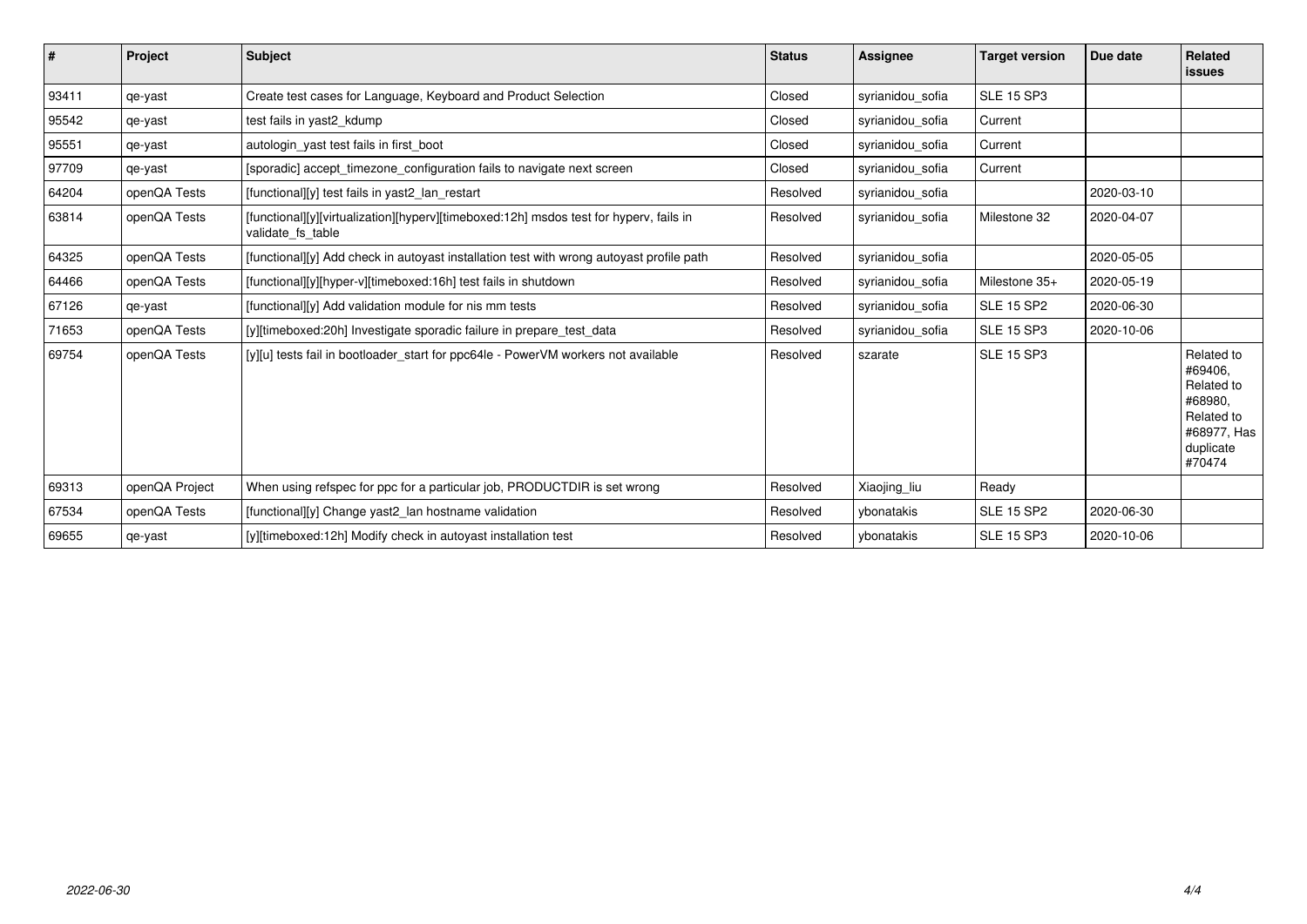| # | Project | Subject | Status | Assignee | Target version | Due date | Related issues |
|---|---|---|---|---|---|---|---|
| 93411 | qe-yast | Create test cases for Language, Keyboard and Product Selection | Closed | syrianidou_sofia | SLE 15 SP3 | | |
| 95542 | qe-yast | test fails in yast2_kdump | Closed | syrianidou_sofia | Current | | |
| 95551 | qe-yast | autologin_yast test fails in first_boot | Closed | syrianidou_sofia | Current | | |
| 97709 | qe-yast | [sporadic] accept_timezone_configuration fails to navigate next screen | Closed | syrianidou_sofia | Current | | |
| 64204 | openQA Tests | [functional][y] test fails in yast2_lan_restart | Resolved | syrianidou_sofia | | 2020-03-10 | |
| 63814 | openQA Tests | [functional][y][virtualization][hyperv][timeboxed:12h] msdos test for hyperv, fails in validate_fs_table | Resolved | syrianidou_sofia | Milestone 32 | 2020-04-07 | |
| 64325 | openQA Tests | [functional][y] Add check in autoyast installation test with wrong autoyast profile path | Resolved | syrianidou_sofia | | 2020-05-05 | |
| 64466 | openQA Tests | [functional][y][hyper-v][timeboxed:16h] test fails in shutdown | Resolved | syrianidou_sofia | Milestone 35+ | 2020-05-19 | |
| 67126 | qe-yast | [functional][y] Add validation module for nis mm tests | Resolved | syrianidou_sofia | SLE 15 SP2 | 2020-06-30 | |
| 71653 | openQA Tests | [y][timeboxed:20h] Investigate sporadic failure in prepare_test_data | Resolved | syrianidou_sofia | SLE 15 SP3 | 2020-10-06 | |
| 69754 | openQA Tests | [y][u] tests fail in bootloader_start for ppc64le - PowerVM workers not available | Resolved | szarate | SLE 15 SP3 | | Related to #69406, Related to #68980, Related to #68977, Has duplicate #70474 |
| 69313 | openQA Project | When using refspec for ppc for a particular job, PRODUCTDIR is set wrong | Resolved | Xiaojing_liu | Ready | | |
| 67534 | openQA Tests | [functional][y] Change yast2_lan hostname validation | Resolved | ybonatakis | SLE 15 SP2 | 2020-06-30 | |
| 69655 | qe-yast | [y][timeboxed:12h] Modify check in autoyast installation test | Resolved | ybonatakis | SLE 15 SP3 | 2020-10-06 | |